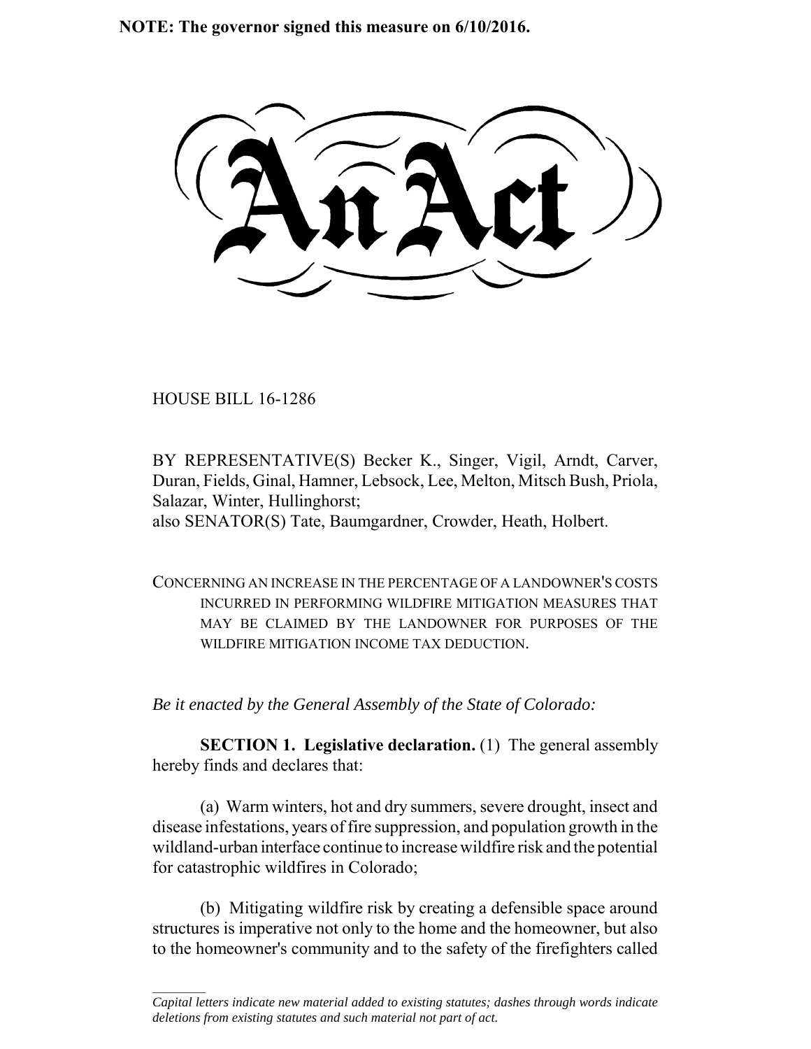**NOTE: The governor signed this measure on 6/10/2016.**

# An Act

HOUSE BILL 16-1286

BY REPRESENTATIVE(S) Becker K., Singer, Vigil, Arndt, Carver, Duran, Fields, Ginal, Hamner, Lebsock, Lee, Melton, Mitsch Bush, Priola, Salazar, Winter, Hullinghorst;
also SENATOR(S) Tate, Baumgardner, Crowder, Heath, Holbert.

CONCERNING AN INCREASE IN THE PERCENTAGE OF A LANDOWNER'S COSTS INCURRED IN PERFORMING WILDFIRE MITIGATION MEASURES THAT MAY BE CLAIMED BY THE LANDOWNER FOR PURPOSES OF THE WILDFIRE MITIGATION INCOME TAX DEDUCTION.

*Be it enacted by the General Assembly of the State of Colorado:*

**SECTION 1. Legislative declaration.** (1) The general assembly hereby finds and declares that:

(a) Warm winters, hot and dry summers, severe drought, insect and disease infestations, years of fire suppression, and population growth in the wildland-urban interface continue to increase wildfire risk and the potential for catastrophic wildfires in Colorado;

(b) Mitigating wildfire risk by creating a defensible space around structures is imperative not only to the home and the homeowner, but also to the homeowner's community and to the safety of the firefighters called

*Capital letters indicate new material added to existing statutes; dashes through words indicate deletions from existing statutes and such material not part of act.*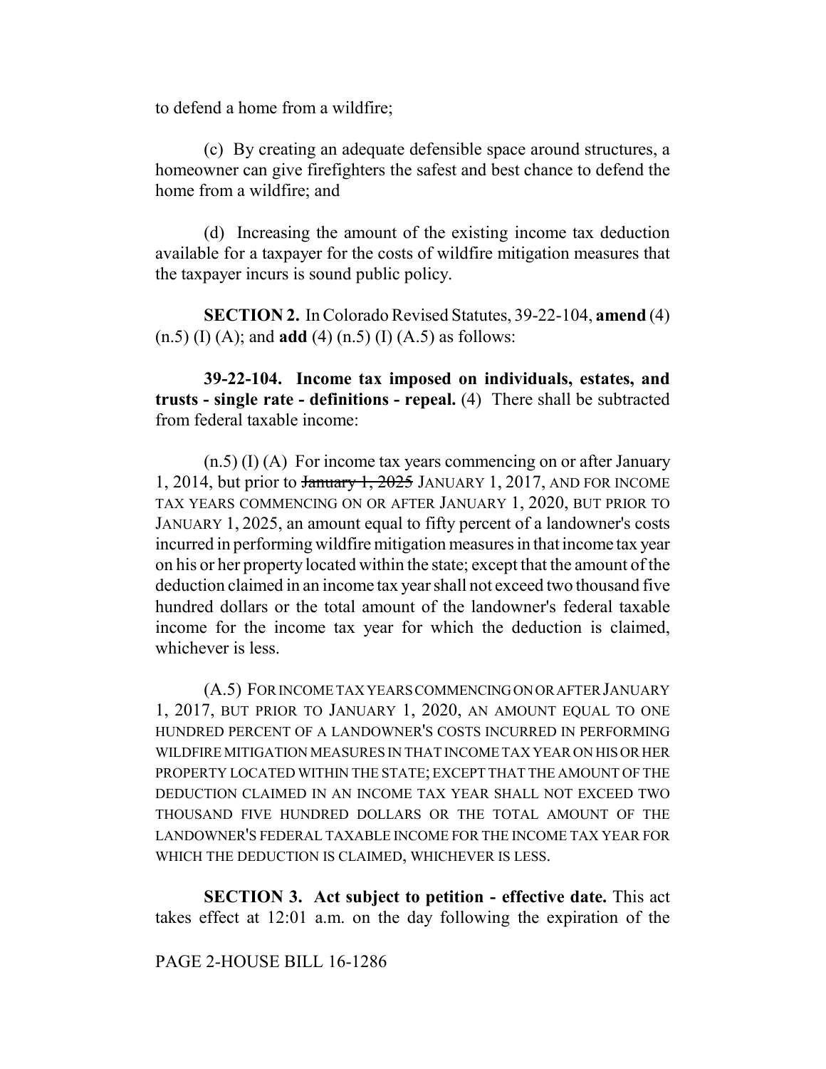to defend a home from a wildfire;

(c) By creating an adequate defensible space around structures, a homeowner can give firefighters the safest and best chance to defend the home from a wildfire; and

(d) Increasing the amount of the existing income tax deduction available for a taxpayer for the costs of wildfire mitigation measures that the taxpayer incurs is sound public policy.

**SECTION 2.** In Colorado Revised Statutes, 39-22-104, **amend** (4) (n.5) (I) (A); and **add** (4) (n.5) (I) (A.5) as follows:

**39-22-104. Income tax imposed on individuals, estates, and trusts - single rate - definitions - repeal.** (4) There shall be subtracted from federal taxable income:

(n.5) (I) (A) For income tax years commencing on or after January 1, 2014, but prior to ~~January 1, 2025~~ JANUARY 1, 2017, AND FOR INCOME TAX YEARS COMMENCING ON OR AFTER JANUARY 1, 2020, BUT PRIOR TO JANUARY 1, 2025, an amount equal to fifty percent of a landowner's costs incurred in performing wildfire mitigation measures in that income tax year on his or her property located within the state; except that the amount of the deduction claimed in an income tax year shall not exceed two thousand five hundred dollars or the total amount of the landowner's federal taxable income for the income tax year for which the deduction is claimed, whichever is less.

(A.5) FOR INCOME TAX YEARS COMMENCING ON OR AFTER JANUARY 1, 2017, BUT PRIOR TO JANUARY 1, 2020, AN AMOUNT EQUAL TO ONE HUNDRED PERCENT OF A LANDOWNER'S COSTS INCURRED IN PERFORMING WILDFIRE MITIGATION MEASURES IN THAT INCOME TAX YEAR ON HIS OR HER PROPERTY LOCATED WITHIN THE STATE; EXCEPT THAT THE AMOUNT OF THE DEDUCTION CLAIMED IN AN INCOME TAX YEAR SHALL NOT EXCEED TWO THOUSAND FIVE HUNDRED DOLLARS OR THE TOTAL AMOUNT OF THE LANDOWNER'S FEDERAL TAXABLE INCOME FOR THE INCOME TAX YEAR FOR WHICH THE DEDUCTION IS CLAIMED, WHICHEVER IS LESS.

**SECTION 3. Act subject to petition - effective date.** This act takes effect at 12:01 a.m. on the day following the expiration of the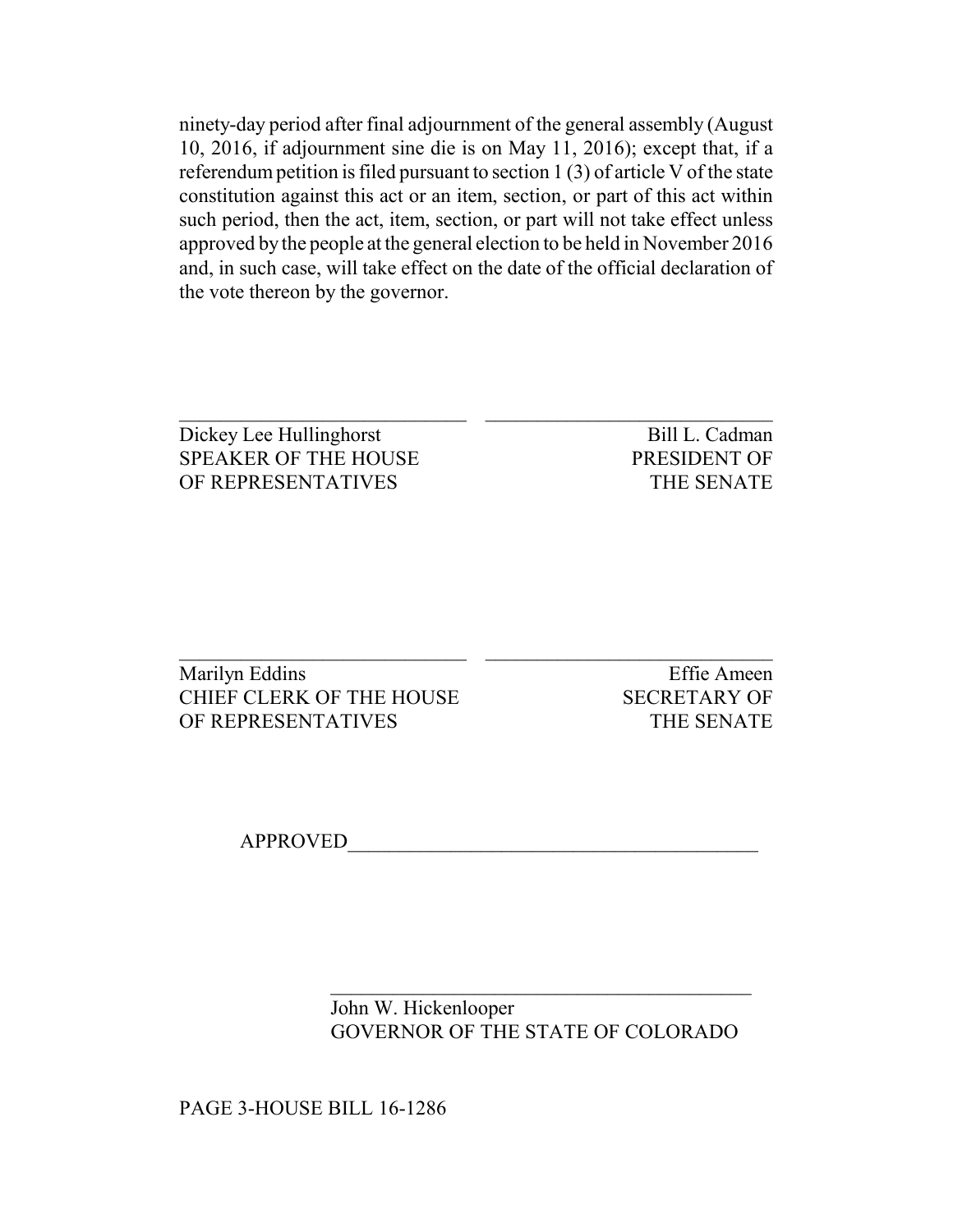ninety-day period after final adjournment of the general assembly (August 10, 2016, if adjournment sine die is on May 11, 2016); except that, if a referendum petition is filed pursuant to section 1 (3) of article V of the state constitution against this act or an item, section, or part of this act within such period, then the act, item, section, or part will not take effect unless approved by the people at the general election to be held in November 2016 and, in such case, will take effect on the date of the official declaration of the vote thereon by the governor.

____________________________ ____________________________
Dickey Lee Hullinghorst
SPEAKER OF THE HOUSE
OF REPRESENTATIVES

Bill L. Cadman
PRESIDENT OF
THE SENATE

____________________________ ____________________________
Marilyn Eddins
CHIEF CLERK OF THE HOUSE
OF REPRESENTATIVES

Effie Ameen
SECRETARY OF
THE SENATE

APPROVED________________________________________

_________________________________________
John W. Hickenlooper
GOVERNOR OF THE STATE OF COLORADO

PAGE 3-HOUSE BILL 16-1286